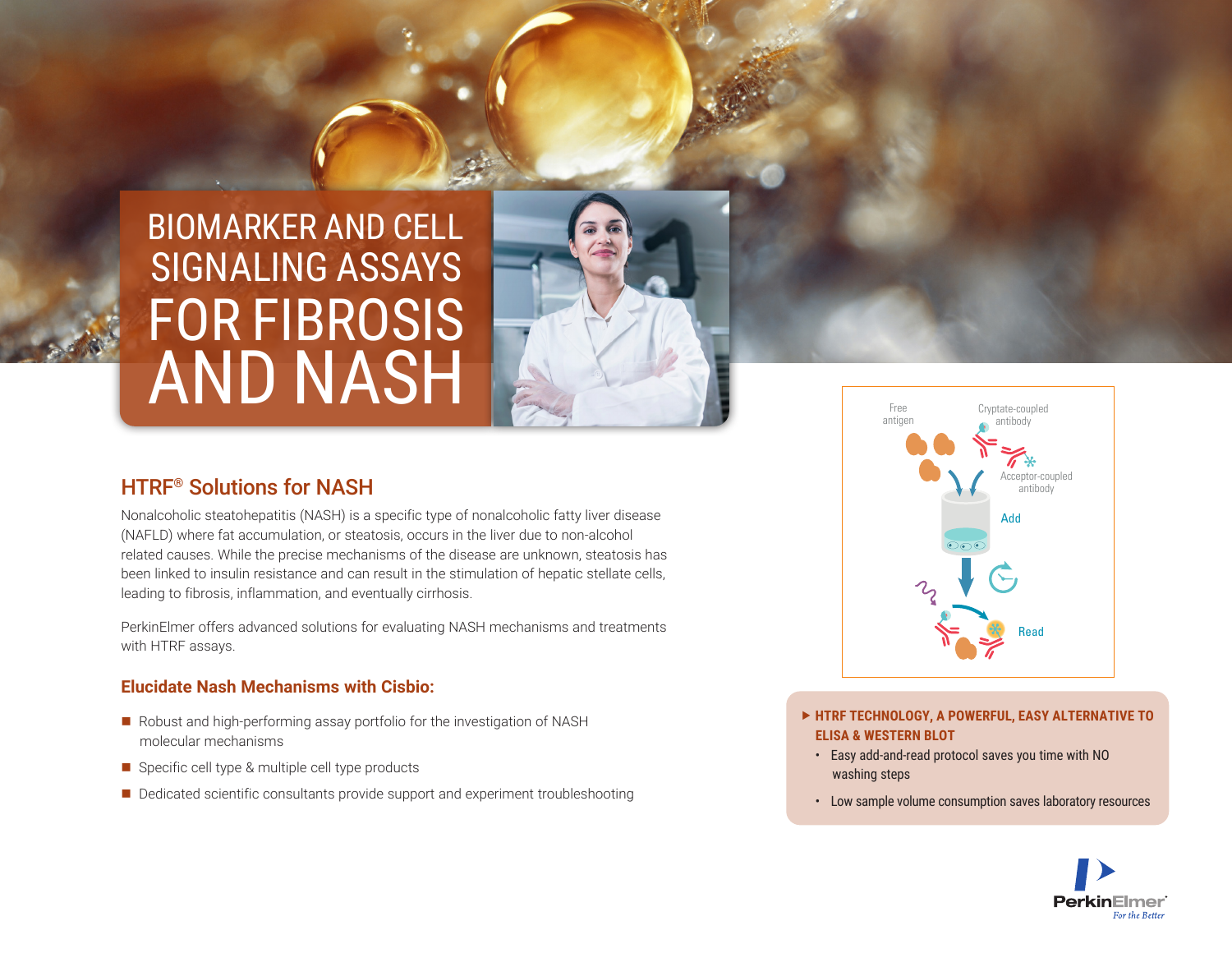# BIOMARKER AND CELL SIGNALING ASSAYS FOR FIBROSIS AND NASH

## HTRF® Solutions for NASH

Nonalcoholic steatohepatitis (NASH) is a specific type of nonalcoholic fatty liver disease (NAFLD) where fat accumulation, or steatosis, occurs in the liver due to non-alcohol related causes. While the precise mechanisms of the disease are unknown, steatosis has been linked to insulin resistance and can result in the stimulation of hepatic stellate cells, leading to fibrosis, inflammation, and eventually cirrhosis.

PerkinElmer offers advanced solutions for evaluating NASH mechanisms and treatments with HTRF assays.

### Elucidate Nash Mechanisms with Cisbio:

- Robust and high-performing assay portfolio for the investigation of NASH molecular mechanisms
- Specific cell type & multiple cell type products
- Dedicated scientific consultants provide support and experiment troubleshooting

Free antigen

Cryptate-coupled antibody

Acceptor-coupled antibody

Add

Read

**▸ HTRF TECHNOLOGY, A POWERFUL, EASY ALTERNATIVE TO ELISA & WESTERN BLOT**

- Easy add-and-read protocol saves you time with NO washing steps
- Low sample volume consumption saves laboratory resources

PerkinElmer
*For the Better*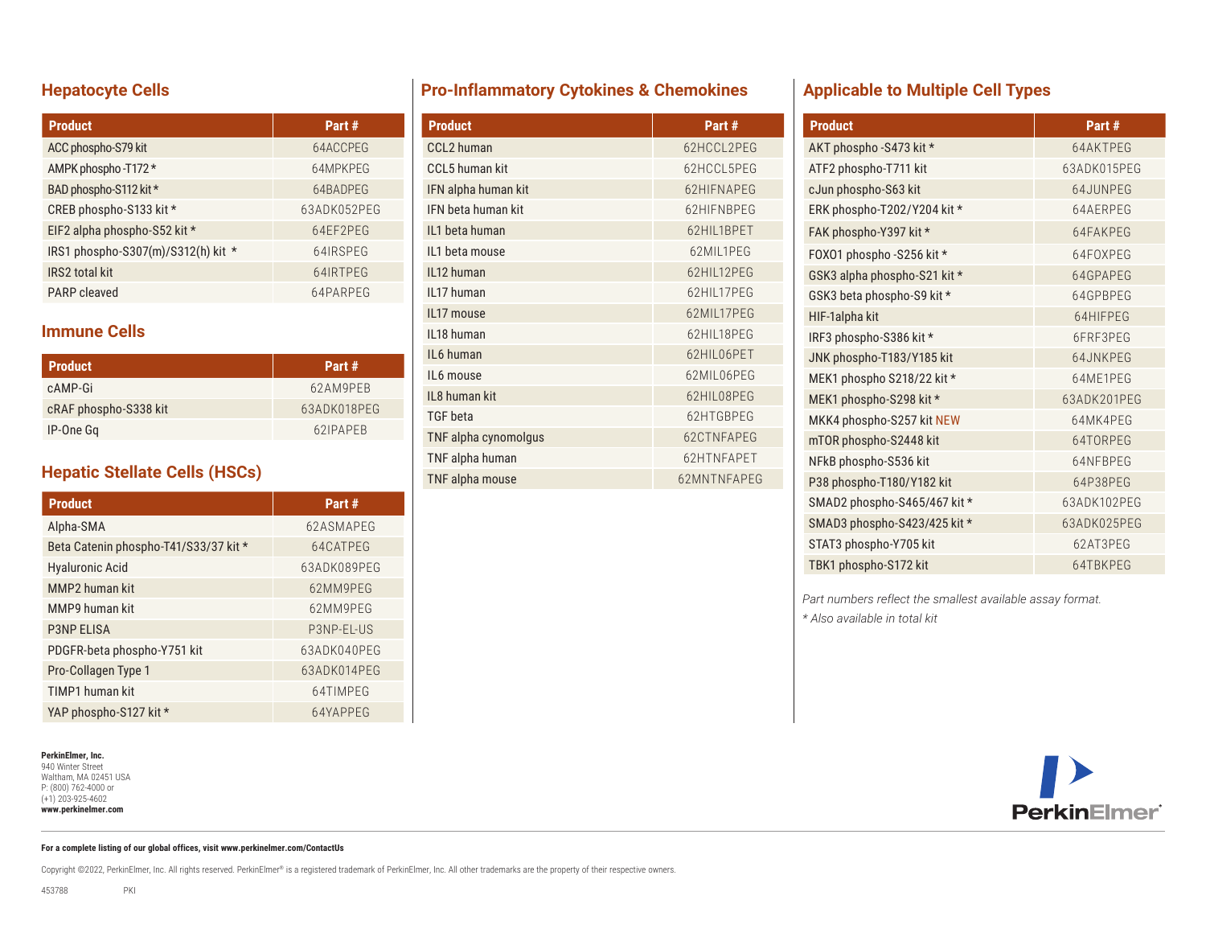## Hepatocyte Cells

| Product | Part # |
|---|---|
| ACC phospho-S79 kit | 64ACCPEG |
| AMPK phospho -T172 * | 64MPKPEG |
| BAD phospho-S112 kit * | 64BADPEG |
| CREB phospho-S133 kit * | 63ADK052PEG |
| EIF2 alpha phospho-S52 kit * | 64EF2PEG |
| IRS1 phospho-S307(m)/S312(h) kit * | 64IRSPEG |
| IRS2 total kit | 64IRTPEG |
| PARP cleaved | 64PARPEG |

## Immune Cells

| Product | Part # |
|---|---|
| cAMP-Gi | 62AM9PEB |
| cRAF phospho-S338 kit | 63ADK018PEG |
| IP-One Gq | 62IPAPEB |

## Hepatic Stellate Cells (HSCs)

| Product | Part # |
|---|---|
| Alpha-SMA | 62ASMAPEG |
| Beta Catenin phospho-T41/S33/37 kit * | 64CATPEG |
| Hyaluronic Acid | 63ADK089PEG |
| MMP2 human kit | 62MM9PEG |
| MMP9 human kit | 62MM9PEG |
| P3NP ELISA | P3NP-EL-US |
| PDGFR-beta phospho-Y751 kit | 63ADK040PEG |
| Pro-Collagen Type 1 | 63ADK014PEG |
| TIMP1 human kit | 64TIMPEG |
| YAP phospho-S127 kit * | 64YAPPEG |

## Pro-Inflammatory Cytokines & Chemokines

| Product | Part # |
|---|---|
| CCL2 human | 62HCCL2PEG |
| CCL5 human kit | 62HCCL5PEG |
| IFN alpha human kit | 62HIFNAPEG |
| IFN beta human kit | 62HIFNBPEG |
| IL1 beta human | 62HIL1BPET |
| IL1 beta mouse | 62MIL1PEG |
| IL12 human | 62HIL12PEG |
| IL17 human | 62HIL17PEG |
| IL17 mouse | 62MIL17PEG |
| IL18 human | 62HIL18PEG |
| IL6 human | 62HIL06PET |
| IL6 mouse | 62MIL06PEG |
| IL8 human kit | 62HIL08PEG |
| TGF beta | 62HTGBPEG |
| TNF alpha cynomolgus | 62CTNFAPEG |
| TNF alpha human | 62HTNFAPET |
| TNF alpha mouse | 62MNTNFAPEG |

## Applicable to Multiple Cell Types

| Product | Part # |
|---|---|
| AKT phospho -S473 kit * | 64AKTPEG |
| ATF2 phospho-T711 kit | 63ADK015PEG |
| cJun phospho-S63 kit | 64JUNPEG |
| ERK phospho-T202/Y204 kit * | 64AERPEG |
| FAK phospho-Y397 kit * | 64FAKPEG |
| FOXO1 phospho -S256 kit * | 64FOXPEG |
| GSK3 alpha phospho-S21 kit * | 64GPAPEG |
| GSK3 beta phospho-S9 kit * | 64GPBPEG |
| HIF-1alpha kit | 64HIFPEG |
| IRF3 phospho-S386 kit * | 6FRF3PEG |
| JNK phospho-T183/Y185 kit | 64JNKPEG |
| MEK1 phospho S218/22 kit * | 64ME1PEG |
| MEK1 phospho-S298 kit * | 63ADK201PEG |
| MKK4 phospho-S257 kit NEW | 64MK4PEG |
| mTOR phospho-S2448 kit | 64TORPEG |
| NFkB phospho-S536 kit | 64NFBPEG |
| P38 phospho-T180/Y182 kit | 64P38PEG |
| SMAD2 phospho-S465/467 kit * | 63ADK102PEG |
| SMAD3 phospho-S423/425 kit * | 63ADK025PEG |
| STAT3 phospho-Y705 kit | 62AT3PEG |
| TBK1 phospho-S172 kit | 64TBKPEG |

*Part numbers reflect the smallest available assay format.*

*\* Also available in total kit*

**PerkinElmer, Inc.**
940 Winter Street
Waltham, MA 02451 USA
P: (800) 762-4000 or
(+1) 203-925-4602
**www.perkinelmer.com**

**For a complete listing of our global offices, visit www.perkinelmer.com/ContactUs**

Copyright ©2022, PerkinElmer, Inc. All rights reserved. PerkinElmer® is a registered trademark of PerkinElmer, Inc. All other trademarks are the property of their respective owners.

453788 PKI